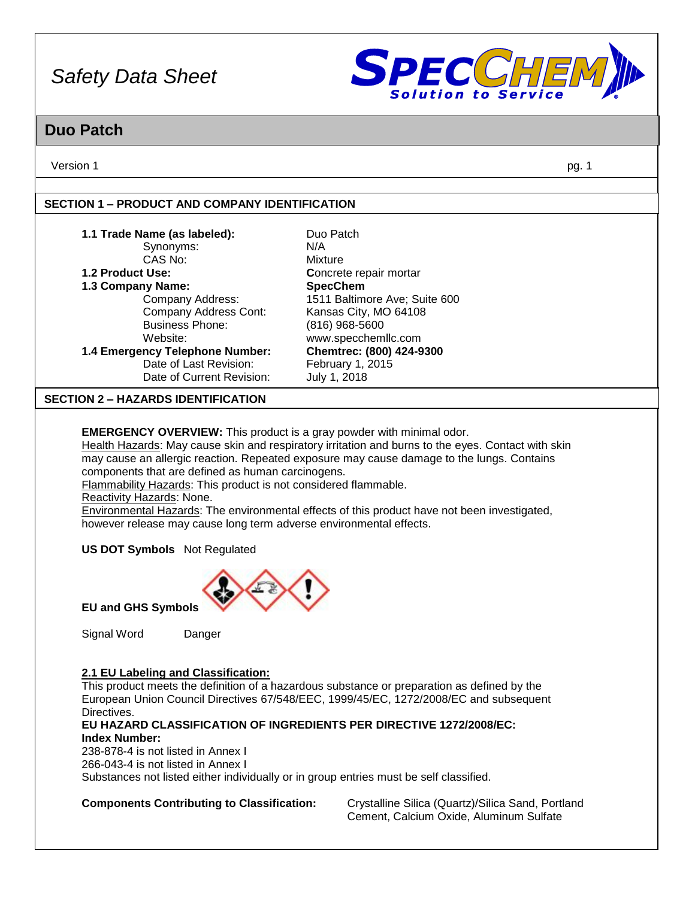# Safety Data Sheet

## Duo Patch

Version 1

## SECTION 1 – PRODUCT AND COMPANY IDENTIFICATION

| | |
|---|---|
| **1.1 Trade Name (as labeled):** | Duo Patch |
| Synonyms: | N/A |
| CAS No: | Mixture |
| **1.2 Product Use:** | Concrete repair mortar |
| **1.3 Company Name:** | **SpecChem** |
| Company Address: | 1511 Baltimore Ave; Suite 600 |
| Company Address Cont: | Kansas City, MO 64108 |
| Business Phone: | (816) 968-5600 |
| Website: | www.specchemllc.com |
| **1.4 Emergency Telephone Number:** | **Chemtrec: (800) 424-9300** |
| Date of Last Revision: | February 1, 2015 |
| Date of Current Revision: | July 1, 2018 |

## SECTION 2 – HAZARDS IDENTIFICATION

**EMERGENCY OVERVIEW:** This product is a gray powder with minimal odor.
Health Hazards: May cause skin and respiratory irritation and burns to the eyes. Contact with skin may cause an allergic reaction. Repeated exposure may cause damage to the lungs. Contains components that are defined as human carcinogens.
Flammability Hazards: This product is not considered flammable.
Reactivity Hazards: None.
Environmental Hazards: The environmental effects of this product have not been investigated, however release may cause long term adverse environmental effects.

**US DOT Symbols** Not Regulated

**EU and GHS Symbols**

Signal Word Danger

**2.1 EU Labeling and Classification:**
This product meets the definition of a hazardous substance or preparation as defined by the European Union Council Directives 67/548/EEC, 1999/45/EC, 1272/2008/EC and subsequent Directives.
**EU HAZARD CLASSIFICATION OF INGREDIENTS PER DIRECTIVE 1272/2008/EC:**
**Index Number:**
238-878-4 is not listed in Annex I
266-043-4 is not listed in Annex I
Substances not listed either individually or in group entries must be self classified.

**Components Contributing to Classification:** Crystalline Silica (Quartz)/Silica Sand, Portland Cement, Calcium Oxide, Aluminum Sulfate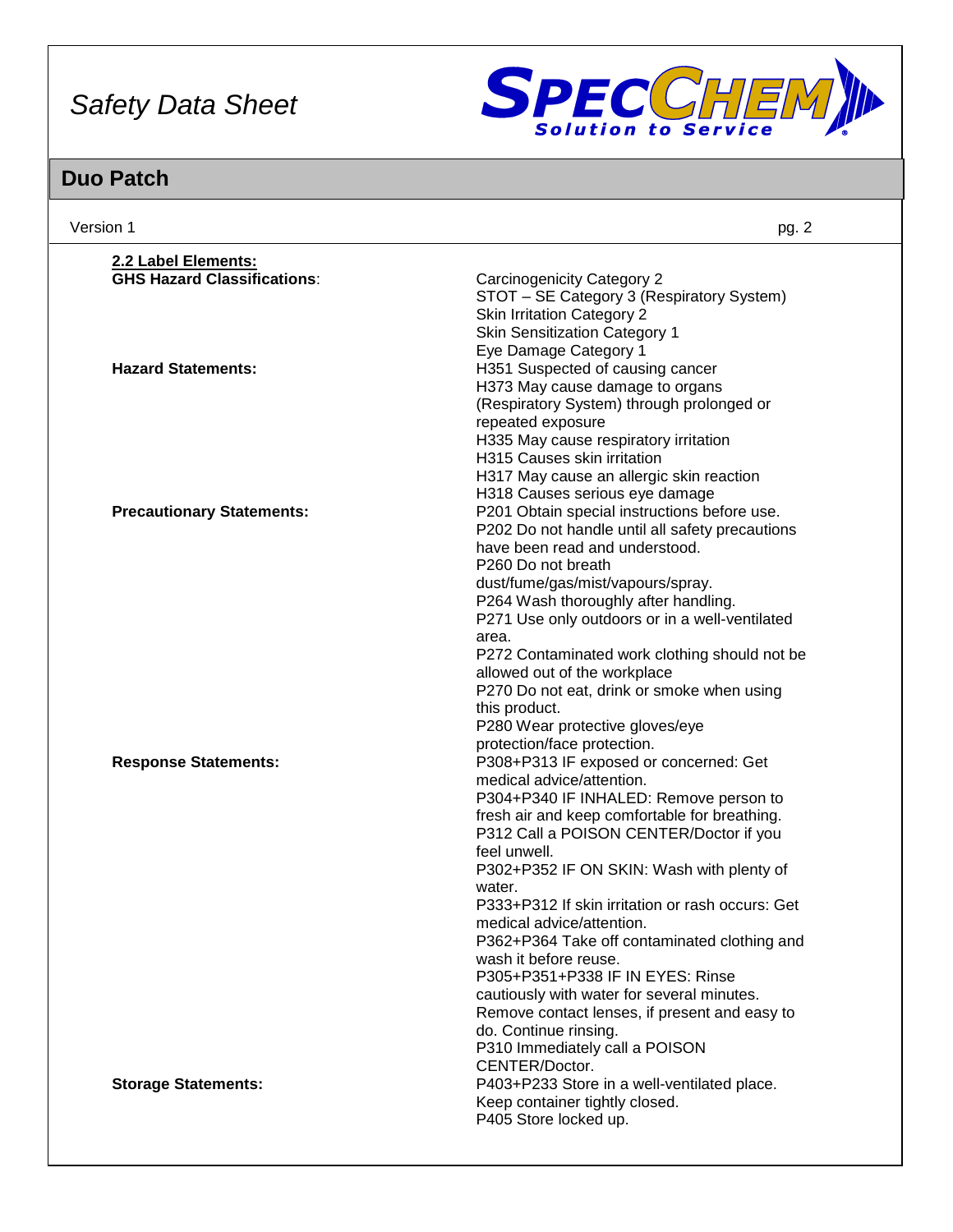### 2.2 Label Elements:

| | |
|---|---|
| **GHS Hazard Classifications**: | Carcinogenicity Category 2<br>STOT – SE Category 3 (Respiratory System)<br>Skin Irritation Category 2<br>Skin Sensitization Category 1<br>Eye Damage Category 1 |
| **Hazard Statements:** | H351 Suspected of causing cancer<br>H373 May cause damage to organs (Respiratory System) through prolonged or repeated exposure<br>H335 May cause respiratory irritation<br>H315 Causes skin irritation<br>H317 May cause an allergic skin reaction<br>H318 Causes serious eye damage |
| **Precautionary Statements:** | P201 Obtain special instructions before use.<br>P202 Do not handle until all safety precautions have been read and understood.<br>P260 Do not breath dust/fume/gas/mist/vapours/spray.<br>P264 Wash thoroughly after handling.<br>P271 Use only outdoors or in a well-ventilated area.<br>P272 Contaminated work clothing should not be allowed out of the workplace<br>P270 Do not eat, drink or smoke when using this product.<br>P280 Wear protective gloves/eye protection/face protection. |
| **Response Statements:** | P308+P313 IF exposed or concerned: Get medical advice/attention.<br>P304+P340 IF INHALED: Remove person to fresh air and keep comfortable for breathing.<br>P312 Call a POISON CENTER/Doctor if you feel unwell.<br>P302+P352 IF ON SKIN: Wash with plenty of water.<br>P333+P312 If skin irritation or rash occurs: Get medical advice/attention.<br>P362+P364 Take off contaminated clothing and wash it before reuse.<br>P305+P351+P338 IF IN EYES: Rinse cautiously with water for several minutes. Remove contact lenses, if present and easy to do. Continue rinsing.<br>P310 Immediately call a POISON CENTER/Doctor. |
| **Storage Statements:** | P403+P233 Store in a well-ventilated place. Keep container tightly closed.<br>P405 Store locked up. |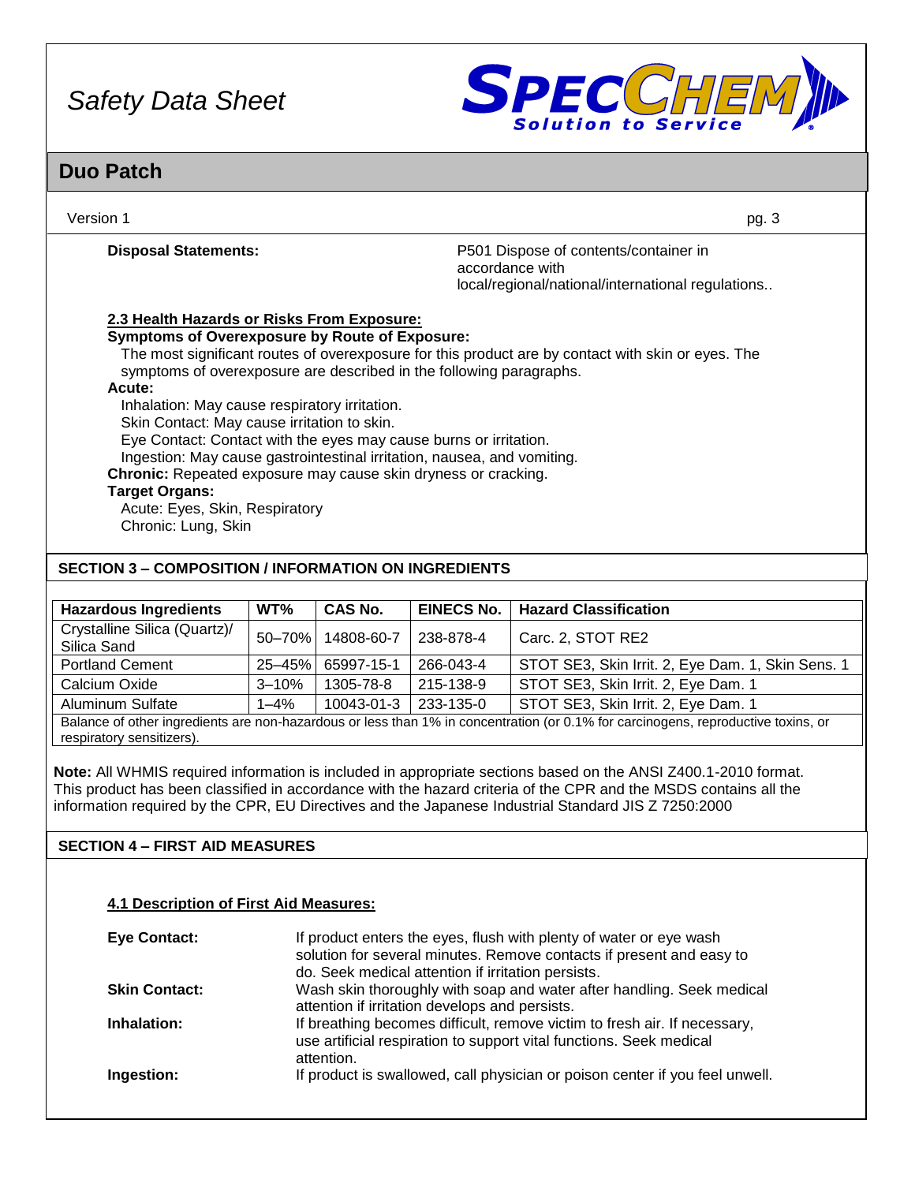**Disposal Statements:** P501 Dispose of contents/container in accordance with local/regional/national/international regulations..

**2.3 Health Hazards or Risks From Exposure:**

**Symptoms of Overexposure by Route of Exposure:**

The most significant routes of overexposure for this product are by contact with skin or eyes. The symptoms of overexposure are described in the following paragraphs.

**Acute:**

Inhalation: May cause respiratory irritation.
Skin Contact: May cause irritation to skin.
Eye Contact: Contact with the eyes may cause burns or irritation.
Ingestion: May cause gastrointestinal irritation, nausea, and vomiting.

**Chronic:** Repeated exposure may cause skin dryness or cracking.

**Target Organs:**

Acute: Eyes, Skin, Respiratory
Chronic: Lung, Skin

## SECTION 3 – COMPOSITION / INFORMATION ON INGREDIENTS

| Hazardous Ingredients | WT% | CAS No. | EINECS No. | Hazard Classification |
|---|---|---|---|---|
| Crystalline Silica (Quartz)/ Silica Sand | 50–70% | 14808-60-7 | 238-878-4 | Carc. 2, STOT RE2 |
| Portland Cement | 25–45% | 65997-15-1 | 266-043-4 | STOT SE3, Skin Irrit. 2, Eye Dam. 1, Skin Sens. 1 |
| Calcium Oxide | 3–10% | 1305-78-8 | 215-138-9 | STOT SE3, Skin Irrit. 2, Eye Dam. 1 |
| Aluminum Sulfate | 1–4% | 10043-01-3 | 233-135-0 | STOT SE3, Skin Irrit. 2, Eye Dam. 1 |
| Balance of other ingredients are non-hazardous or less than 1% in concentration (or 0.1% for carcinogens, reproductive toxins, or respiratory sensitizers). | | | | |

**Note:** All WHMIS required information is included in appropriate sections based on the ANSI Z400.1-2010 format. This product has been classified in accordance with the hazard criteria of the CPR and the MSDS contains all the information required by the CPR, EU Directives and the Japanese Industrial Standard JIS Z 7250:2000

## SECTION 4 – FIRST AID MEASURES

**4.1 Description of First Aid Measures:**

**Eye Contact:** If product enters the eyes, flush with plenty of water or eye wash solution for several minutes. Remove contacts if present and easy to do. Seek medical attention if irritation persists.

**Skin Contact:** Wash skin thoroughly with soap and water after handling. Seek medical attention if irritation develops and persists.

**Inhalation:** If breathing becomes difficult, remove victim to fresh air. If necessary, use artificial respiration to support vital functions. Seek medical attention.

**Ingestion:** If product is swallowed, call physician or poison center if you feel unwell.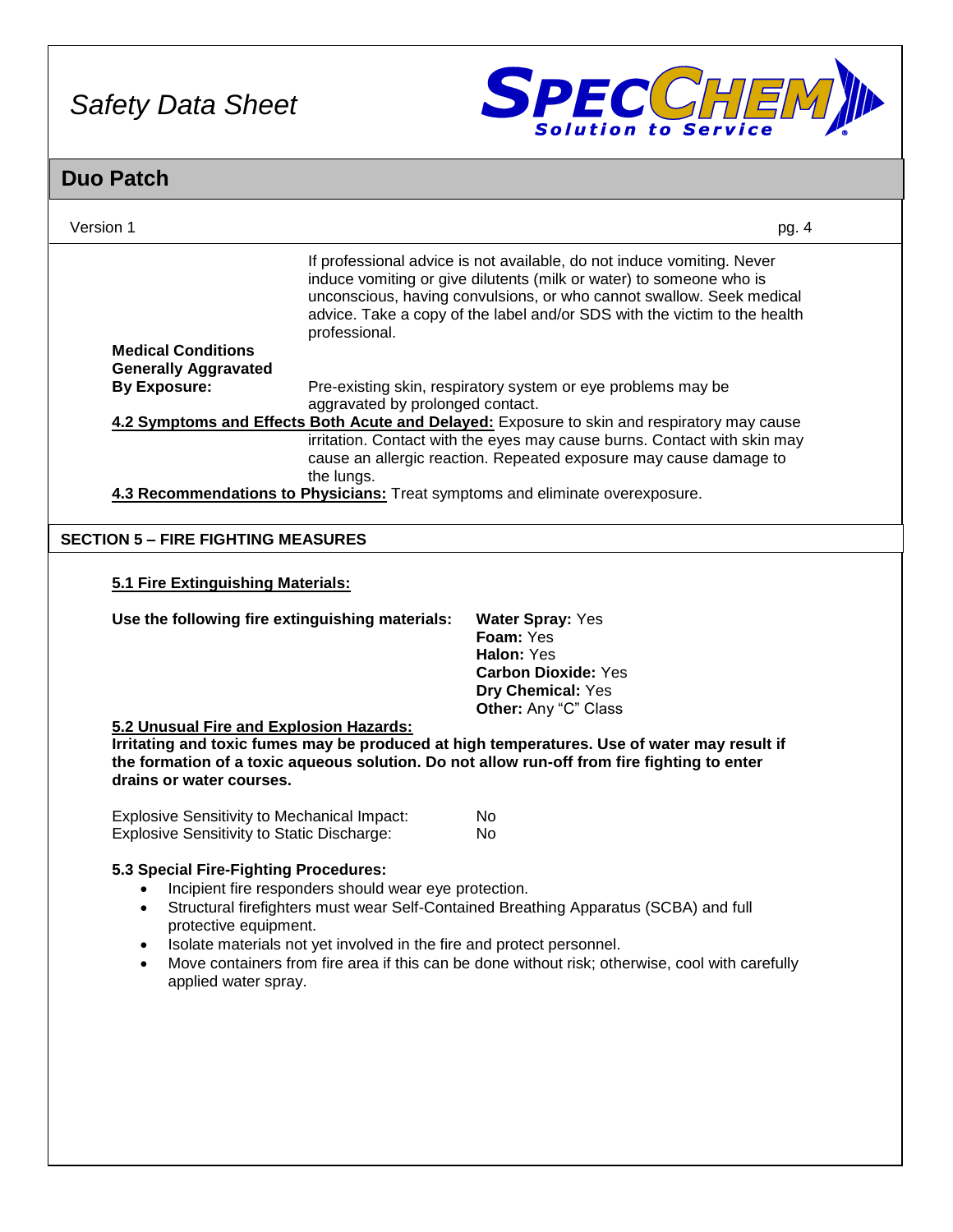If professional advice is not available, do not induce vomiting. Never induce vomiting or give dilutents (milk or water) to someone who is unconscious, having convulsions, or who cannot swallow. Seek medical advice. Take a copy of the label and/or SDS with the victim to the health professional.

**Medical Conditions Generally Aggravated By Exposure:** Pre-existing skin, respiratory system or eye problems may be aggravated by prolonged contact.

**4.2 Symptoms and Effects Both Acute and Delayed:** Exposure to skin and respiratory may cause irritation. Contact with the eyes may cause burns. Contact with skin may cause an allergic reaction. Repeated exposure may cause damage to the lungs.

**4.3 Recommendations to Physicians:** Treat symptoms and eliminate overexposure.

## SECTION 5 – FIRE FIGHTING MEASURES

### 5.1 Fire Extinguishing Materials:

**Use the following fire extinguishing materials:**

- **Water Spray:** Yes
- **Foam:** Yes
- **Halon:** Yes
- **Carbon Dioxide:** Yes
- **Dry Chemical:** Yes
- **Other:** Any "C" Class

### 5.2 Unusual Fire and Explosion Hazards:

**Irritating and toxic fumes may be produced at high temperatures. Use of water may result if the formation of a toxic aqueous solution. Do not allow run-off from fire fighting to enter drains or water courses.**

| | |
|---|---|
| Explosive Sensitivity to Mechanical Impact: | No |
| Explosive Sensitivity to Static Discharge: | No |

### 5.3 Special Fire-Fighting Procedures:

- Incipient fire responders should wear eye protection.
- Structural firefighters must wear Self-Contained Breathing Apparatus (SCBA) and full protective equipment.
- Isolate materials not yet involved in the fire and protect personnel.
- Move containers from fire area if this can be done without risk; otherwise, cool with carefully applied water spray.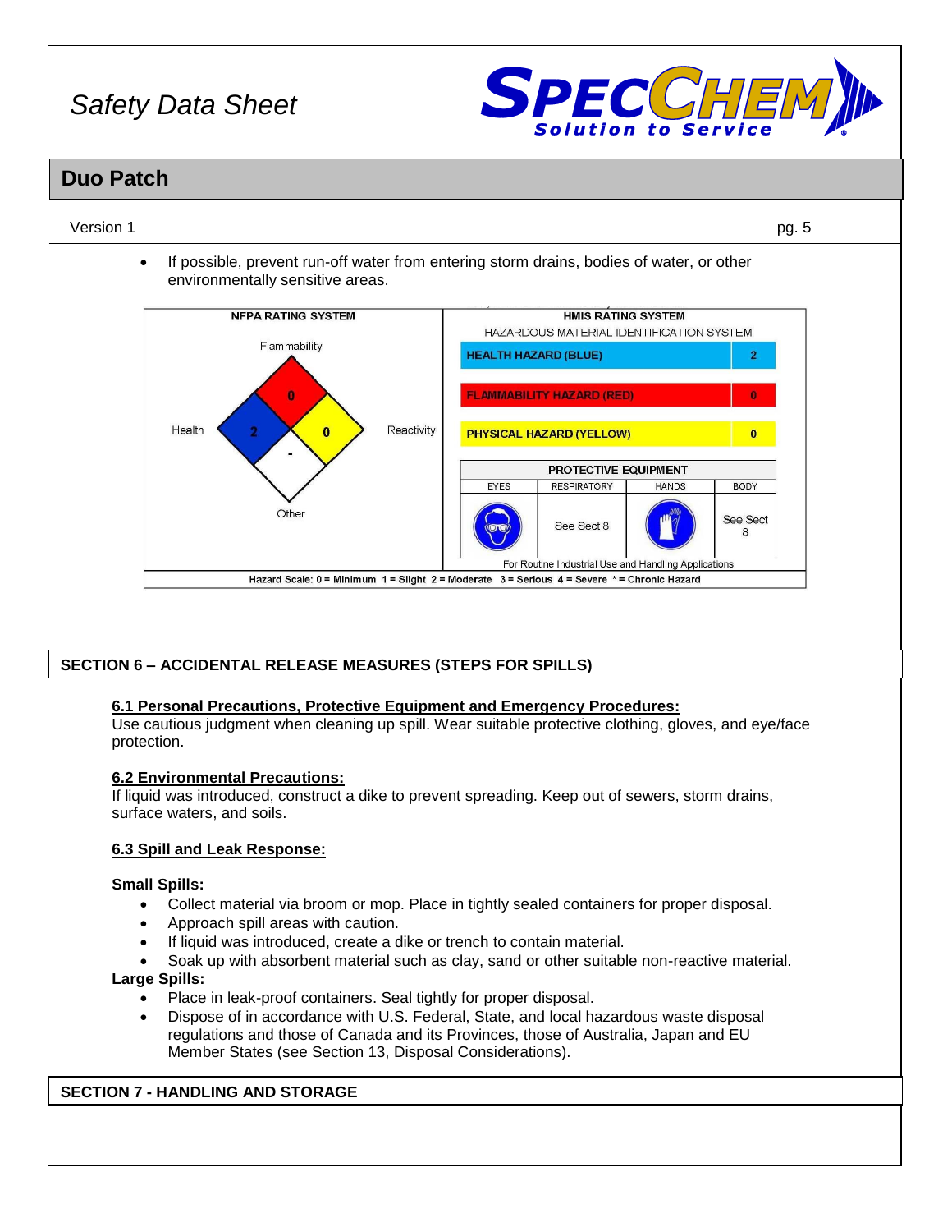- If possible, prevent run-off water from entering storm drains, bodies of water, or other environmentally sensitive areas.

**NFPA RATING SYSTEM**

| | |
|---|---|
| Flammability | 0 |
| Health | 2 |
| Reactivity | 0 |
| Other | - |

**HMIS RATING SYSTEM**

HAZARDOUS MATERIAL IDENTIFICATION SYSTEM

| | |
|---|---|
| HEALTH HAZARD (BLUE) | 2 |
| FLAMMABILITY HAZARD (RED) | 0 |
| PHYSICAL HAZARD (YELLOW) | 0 |

**PROTECTIVE EQUIPMENT**

| EYES | RESPIRATORY | HANDS | BODY |
|---|---|---|---|
| | See Sect 8 | | See Sect 8 |

For Routine Industrial Use and Handling Applications

Hazard Scale: 0 = Minimum 1 = Slight 2 = Moderate 3 = Serious 4 = Severe * = Chronic Hazard

## SECTION 6 – ACCIDENTAL RELEASE MEASURES (STEPS FOR SPILLS)

### 6.1 Personal Precautions, Protective Equipment and Emergency Procedures:

Use cautious judgment when cleaning up spill. Wear suitable protective clothing, gloves, and eye/face protection.

### 6.2 Environmental Precautions:

If liquid was introduced, construct a dike to prevent spreading. Keep out of sewers, storm drains, surface waters, and soils.

### 6.3 Spill and Leak Response:

**Small Spills:**

- Collect material via broom or mop. Place in tightly sealed containers for proper disposal.
- Approach spill areas with caution.
- If liquid was introduced, create a dike or trench to contain material.
- Soak up with absorbent material such as clay, sand or other suitable non-reactive material.

**Large Spills:**

- Place in leak-proof containers. Seal tightly for proper disposal.
- Dispose of in accordance with U.S. Federal, State, and local hazardous waste disposal regulations and those of Canada and its Provinces, those of Australia, Japan and EU Member States (see Section 13, Disposal Considerations).

## SECTION 7 - HANDLING AND STORAGE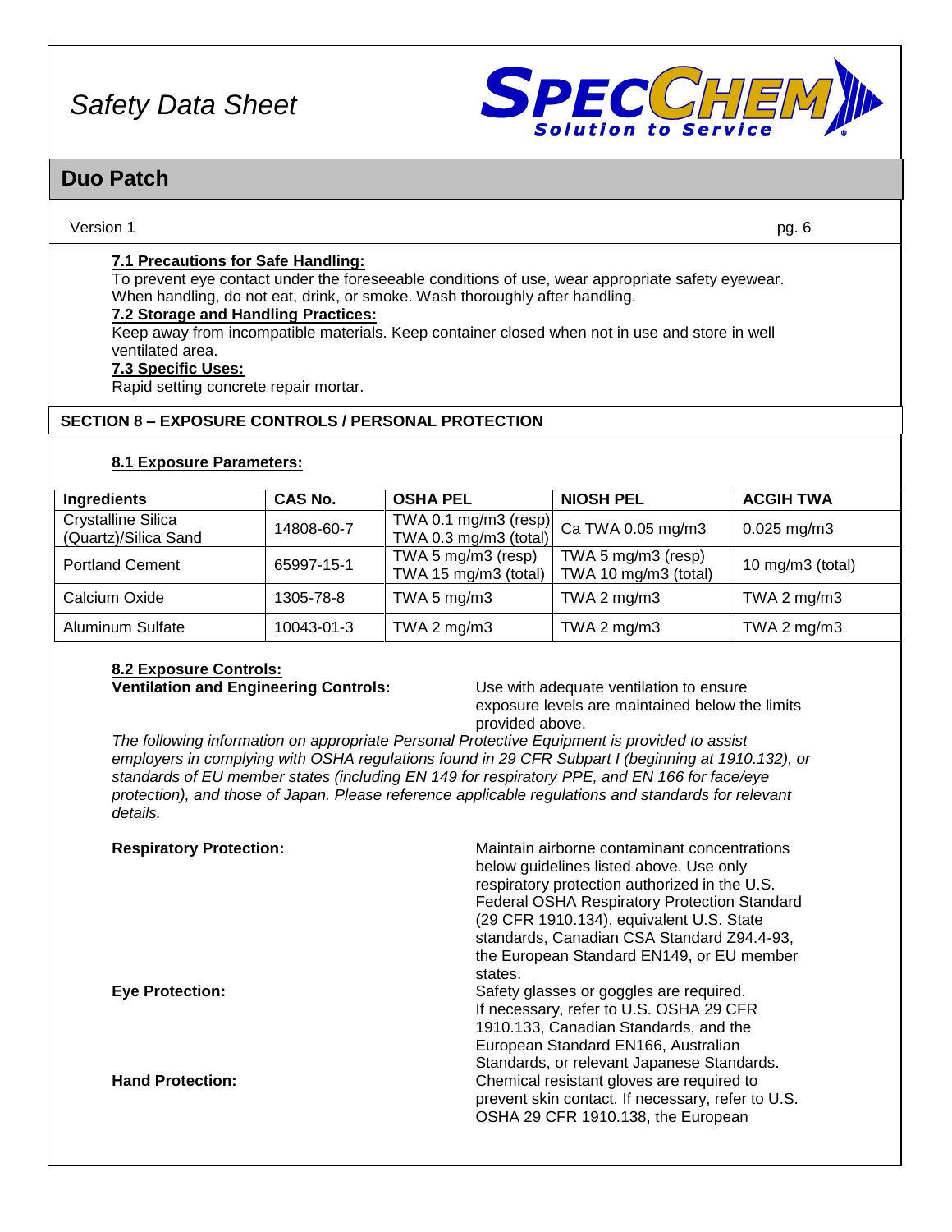#### 7.1 Precautions for Safe Handling:

To prevent eye contact under the foreseeable conditions of use, wear appropriate safety eyewear. When handling, do not eat, drink, or smoke. Wash thoroughly after handling.

#### 7.2 Storage and Handling Practices:

Keep away from incompatible materials. Keep container closed when not in use and store in well ventilated area.

#### 7.3 Specific Uses:

Rapid setting concrete repair mortar.

## SECTION 8 – EXPOSURE CONTROLS / PERSONAL PROTECTION

#### 8.1 Exposure Parameters:

| Ingredients | CAS No. | OSHA PEL | NIOSH PEL | ACGIH TWA |
|---|---|---|---|---|
| Crystalline Silica (Quartz)/Silica Sand | 14808-60-7 | TWA 0.1 mg/m3 (resp) TWA 0.3 mg/m3 (total) | Ca TWA 0.05 mg/m3 | 0.025 mg/m3 |
| Portland Cement | 65997-15-1 | TWA 5 mg/m3 (resp) TWA 15 mg/m3 (total) | TWA 5 mg/m3 (resp) TWA 10 mg/m3 (total) | 10 mg/m3 (total) |
| Calcium Oxide | 1305-78-8 | TWA 5 mg/m3 | TWA 2 mg/m3 | TWA 2 mg/m3 |
| Aluminum Sulfate | 10043-01-3 | TWA 2 mg/m3 | TWA 2 mg/m3 | TWA 2 mg/m3 |

#### 8.2 Exposure Controls:

**Ventilation and Engineering Controls:** Use with adequate ventilation to ensure exposure levels are maintained below the limits provided above.

*The following information on appropriate Personal Protective Equipment is provided to assist employers in complying with OSHA regulations found in 29 CFR Subpart I (beginning at 1910.132), or standards of EU member states (including EN 149 for respiratory PPE, and EN 166 for face/eye protection), and those of Japan. Please reference applicable regulations and standards for relevant details.*

**Respiratory Protection:** Maintain airborne contaminant concentrations below guidelines listed above. Use only respiratory protection authorized in the U.S. Federal OSHA Respiratory Protection Standard (29 CFR 1910.134), equivalent U.S. State standards, Canadian CSA Standard Z94.4-93, the European Standard EN149, or EU member states.

**Eye Protection:** Safety glasses or goggles are required. If necessary, refer to U.S. OSHA 29 CFR 1910.133, Canadian Standards, and the European Standard EN166, Australian Standards, or relevant Japanese Standards.

**Hand Protection:** Chemical resistant gloves are required to prevent skin contact. If necessary, refer to U.S. OSHA 29 CFR 1910.138, the European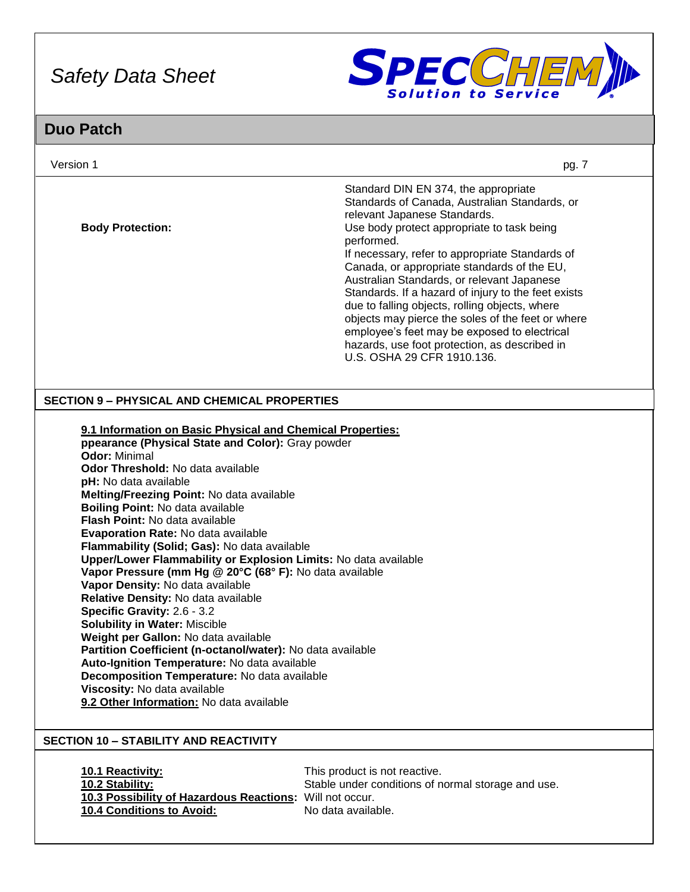| | |
|---|---|
| | Standard DIN EN 374, the appropriate Standards of Canada, Australian Standards, or relevant Japanese Standards. |
| **Body Protection:** | Use body protect appropriate to task being performed. If necessary, refer to appropriate Standards of Canada, or appropriate standards of the EU, Australian Standards, or relevant Japanese Standards. If a hazard of injury to the feet exists due to falling objects, rolling objects, where objects may pierce the soles of the feet or where employee's feet may be exposed to electrical hazards, use foot protection, as described in U.S. OSHA 29 CFR 1910.136. |

## SECTION 9 – PHYSICAL AND CHEMICAL PROPERTIES

**9.1 Information on Basic Physical and Chemical Properties:**

**ppearance (Physical State and Color):** Gray powder
**Odor:** Minimal
**Odor Threshold:** No data available
**pH:** No data available
**Melting/Freezing Point:** No data available
**Boiling Point:** No data available
**Flash Point:** No data available
**Evaporation Rate:** No data available
**Flammability (Solid; Gas):** No data available
**Upper/Lower Flammability or Explosion Limits:** No data available
**Vapor Pressure (mm Hg @ 20°C (68° F):** No data available
**Vapor Density:** No data available
**Relative Density:** No data available
**Specific Gravity:** 2.6 - 3.2
**Solubility in Water:** Miscible
**Weight per Gallon:** No data available
**Partition Coefficient (n-octanol/water):** No data available
**Auto-Ignition Temperature:** No data available
**Decomposition Temperature:** No data available
**Viscosity:** No data available
**9.2 Other Information:** No data available

## SECTION 10 – STABILITY AND REACTIVITY

| | |
|---|---|
| **10.1 Reactivity:** | This product is not reactive. |
| **10.2 Stability:** | Stable under conditions of normal storage and use. |
| **10.3 Possibility of Hazardous Reactions:** | Will not occur. |
| **10.4 Conditions to Avoid:** | No data available. |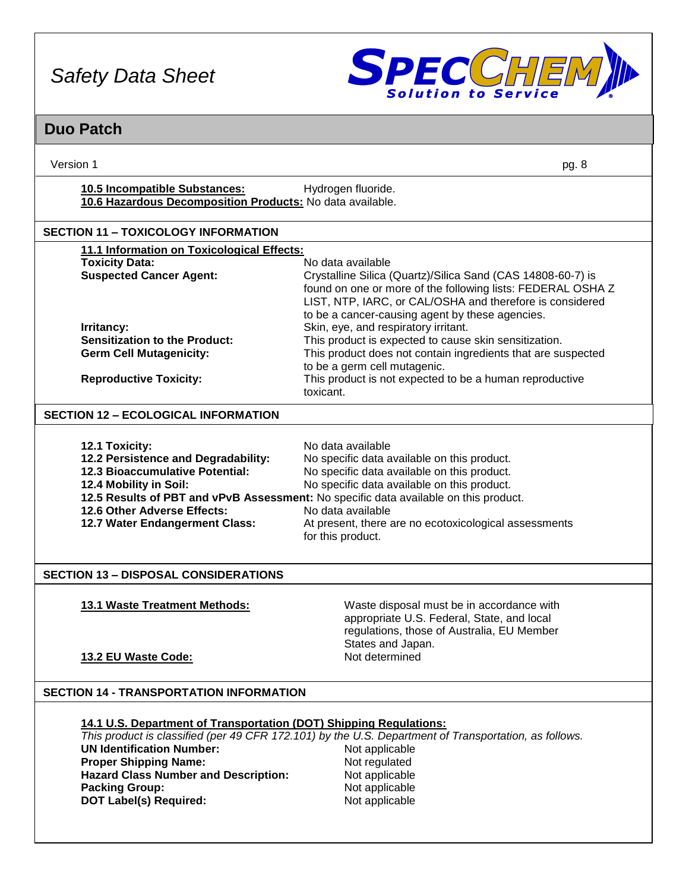**10.5 Incompatible Substances:** Hydrogen fluoride.
**10.6 Hazardous Decomposition Products:** No data available.

## SECTION 11 – TOXICOLOGY INFORMATION

**11.1 Information on Toxicological Effects:**

**Toxicity Data:** No data available

**Suspected Cancer Agent:** Crystalline Silica (Quartz)/Silica Sand (CAS 14808-60-7) is found on one or more of the following lists: FEDERAL OSHA Z LIST, NTP, IARC, or CAL/OSHA and therefore is considered to be a cancer-causing agent by these agencies.

**Irritancy:** Skin, eye, and respiratory irritant.

**Sensitization to the Product:** This product is expected to cause skin sensitization.

**Germ Cell Mutagenicity:** This product does not contain ingredients that are suspected to be a germ cell mutagenic.

**Reproductive Toxicity:** This product is not expected to be a human reproductive toxicant.

## SECTION 12 – ECOLOGICAL INFORMATION

**12.1 Toxicity:** No data available
**12.2 Persistence and Degradability:** No specific data available on this product.
**12.3 Bioaccumulative Potential:** No specific data available on this product.
**12.4 Mobility in Soil:** No specific data available on this product.
**12.5 Results of PBT and vPvB Assessment:** No specific data available on this product.
**12.6 Other Adverse Effects:** No data available
**12.7 Water Endangerment Class:** At present, there are no ecotoxicological assessments for this product.

## SECTION 13 – DISPOSAL CONSIDERATIONS

**13.1 Waste Treatment Methods:** Waste disposal must be in accordance with appropriate U.S. Federal, State, and local regulations, those of Australia, EU Member States and Japan.

**13.2 EU Waste Code:** Not determined

## SECTION 14 - TRANSPORTATION INFORMATION

**14.1 U.S. Department of Transportation (DOT) Shipping Regulations:**

*This product is classified (per 49 CFR 172.101) by the U.S. Department of Transportation, as follows.*

**UN Identification Number:** Not applicable
**Proper Shipping Name:** Not regulated
**Hazard Class Number and Description:** Not applicable
**Packing Group:** Not applicable
**DOT Label(s) Required:** Not applicable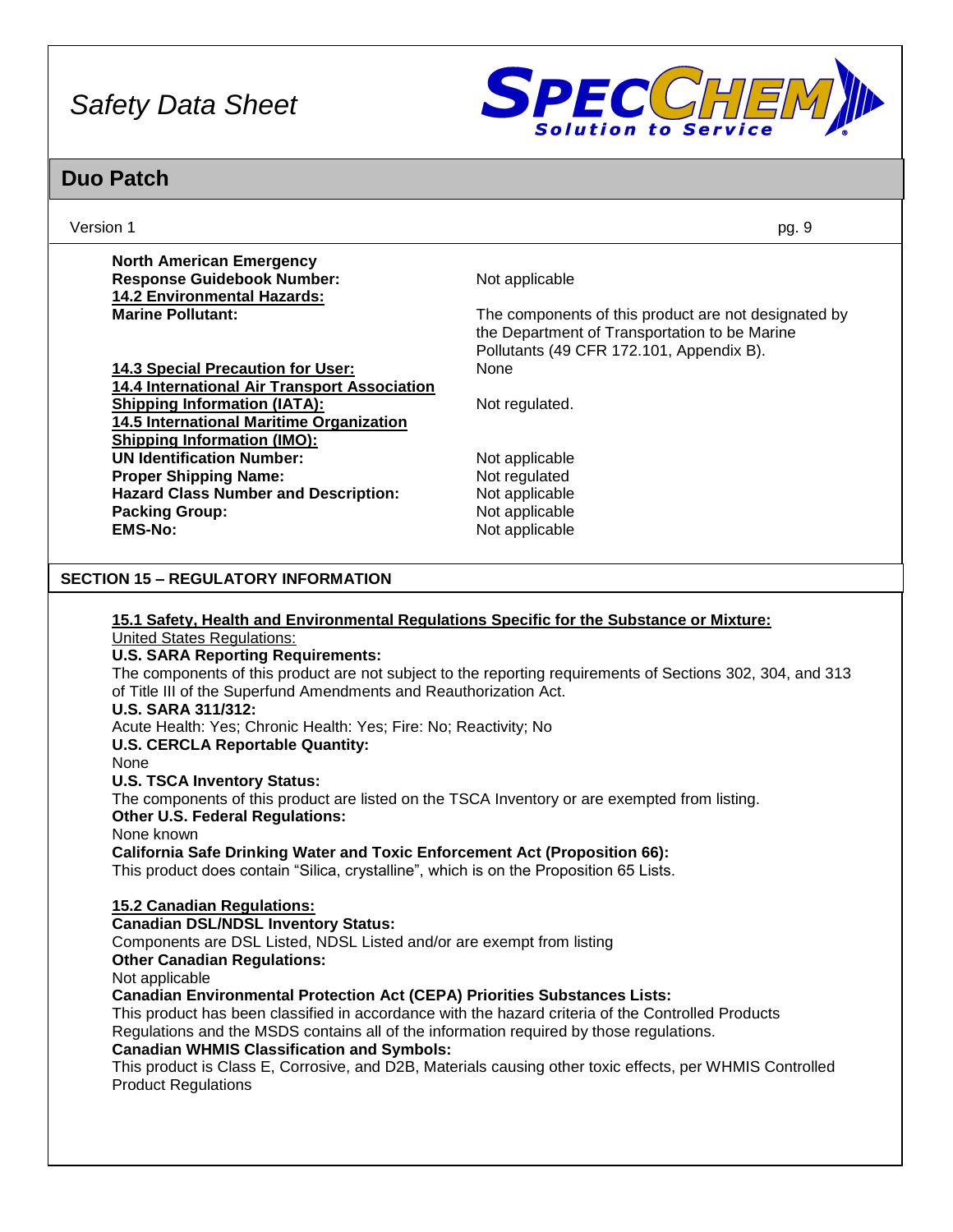**North American Emergency Response Guidebook Number:** Not applicable

**14.2 Environmental Hazards:**

**Marine Pollutant:** The components of this product are not designated by the Department of Transportation to be Marine Pollutants (49 CFR 172.101, Appendix B).

**14.3 Special Precaution for User:** None

**14.4 International Air Transport Association Shipping Information (IATA):** Not regulated.

**14.5 International Maritime Organization Shipping Information (IMO):**

| | |
|---|---|
| **UN Identification Number:** | Not applicable |
| **Proper Shipping Name:** | Not regulated |
| **Hazard Class Number and Description:** | Not applicable |
| **Packing Group:** | Not applicable |
| **EMS-No:** | Not applicable |

## SECTION 15 – REGULATORY INFORMATION

**15.1 Safety, Health and Environmental Regulations Specific for the Substance or Mixture:**

United States Regulations:

**U.S. SARA Reporting Requirements:**

The components of this product are not subject to the reporting requirements of Sections 302, 304, and 313 of Title III of the Superfund Amendments and Reauthorization Act.

**U.S. SARA 311/312:**

Acute Health: Yes; Chronic Health: Yes; Fire: No; Reactivity; No

**U.S. CERCLA Reportable Quantity:**

None

**U.S. TSCA Inventory Status:**

The components of this product are listed on the TSCA Inventory or are exempted from listing.

**Other U.S. Federal Regulations:**

None known

**California Safe Drinking Water and Toxic Enforcement Act (Proposition 66):**

This product does contain "Silica, crystalline", which is on the Proposition 65 Lists.

**15.2 Canadian Regulations:**

**Canadian DSL/NDSL Inventory Status:**

Components are DSL Listed, NDSL Listed and/or are exempt from listing

**Other Canadian Regulations:**

Not applicable

**Canadian Environmental Protection Act (CEPA) Priorities Substances Lists:**

This product has been classified in accordance with the hazard criteria of the Controlled Products Regulations and the MSDS contains all of the information required by those regulations.

**Canadian WHMIS Classification and Symbols:**

This product is Class E, Corrosive, and D2B, Materials causing other toxic effects, per WHMIS Controlled Product Regulations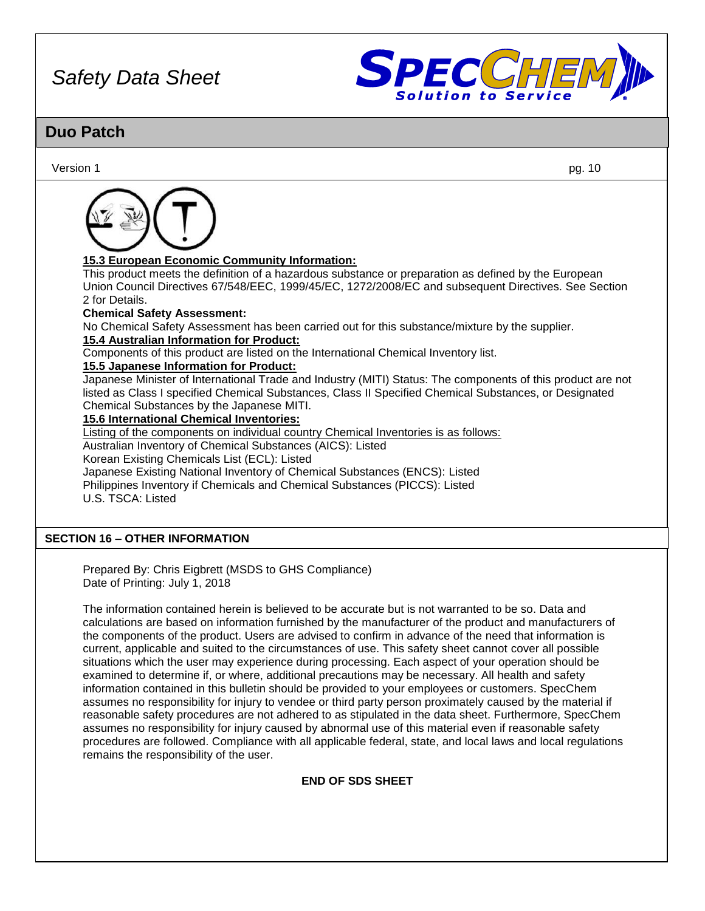**15.3 European Economic Community Information:**

This product meets the definition of a hazardous substance or preparation as defined by the European Union Council Directives 67/548/EEC, 1999/45/EC, 1272/2008/EC and subsequent Directives. See Section 2 for Details.

**Chemical Safety Assessment:**

No Chemical Safety Assessment has been carried out for this substance/mixture by the supplier.

**15.4 Australian Information for Product:**

Components of this product are listed on the International Chemical Inventory list.

**15.5 Japanese Information for Product:**

Japanese Minister of International Trade and Industry (MITI) Status: The components of this product are not listed as Class I specified Chemical Substances, Class II Specified Chemical Substances, or Designated Chemical Substances by the Japanese MITI.

**15.6 International Chemical Inventories:**

Listing of the components on individual country Chemical Inventories is as follows:

Australian Inventory of Chemical Substances (AICS): Listed
Korean Existing Chemicals List (ECL): Listed
Japanese Existing National Inventory of Chemical Substances (ENCS): Listed
Philippines Inventory if Chemicals and Chemical Substances (PICCS): Listed
U.S. TSCA: Listed

## SECTION 16 – OTHER INFORMATION

Prepared By: Chris Eigbrett (MSDS to GHS Compliance)
Date of Printing: July 1, 2018

The information contained herein is believed to be accurate but is not warranted to be so. Data and calculations are based on information furnished by the manufacturer of the product and manufacturers of the components of the product. Users are advised to confirm in advance of the need that information is current, applicable and suited to the circumstances of use. This safety sheet cannot cover all possible situations which the user may experience during processing. Each aspect of your operation should be examined to determine if, or where, additional precautions may be necessary. All health and safety information contained in this bulletin should be provided to your employees or customers. SpecChem assumes no responsibility for injury to vendee or third party person proximately caused by the material if reasonable safety procedures are not adhered to as stipulated in the data sheet. Furthermore, SpecChem assumes no responsibility for injury caused by abnormal use of this material even if reasonable safety procedures are followed. Compliance with all applicable federal, state, and local laws and local regulations remains the responsibility of the user.

**END OF SDS SHEET**